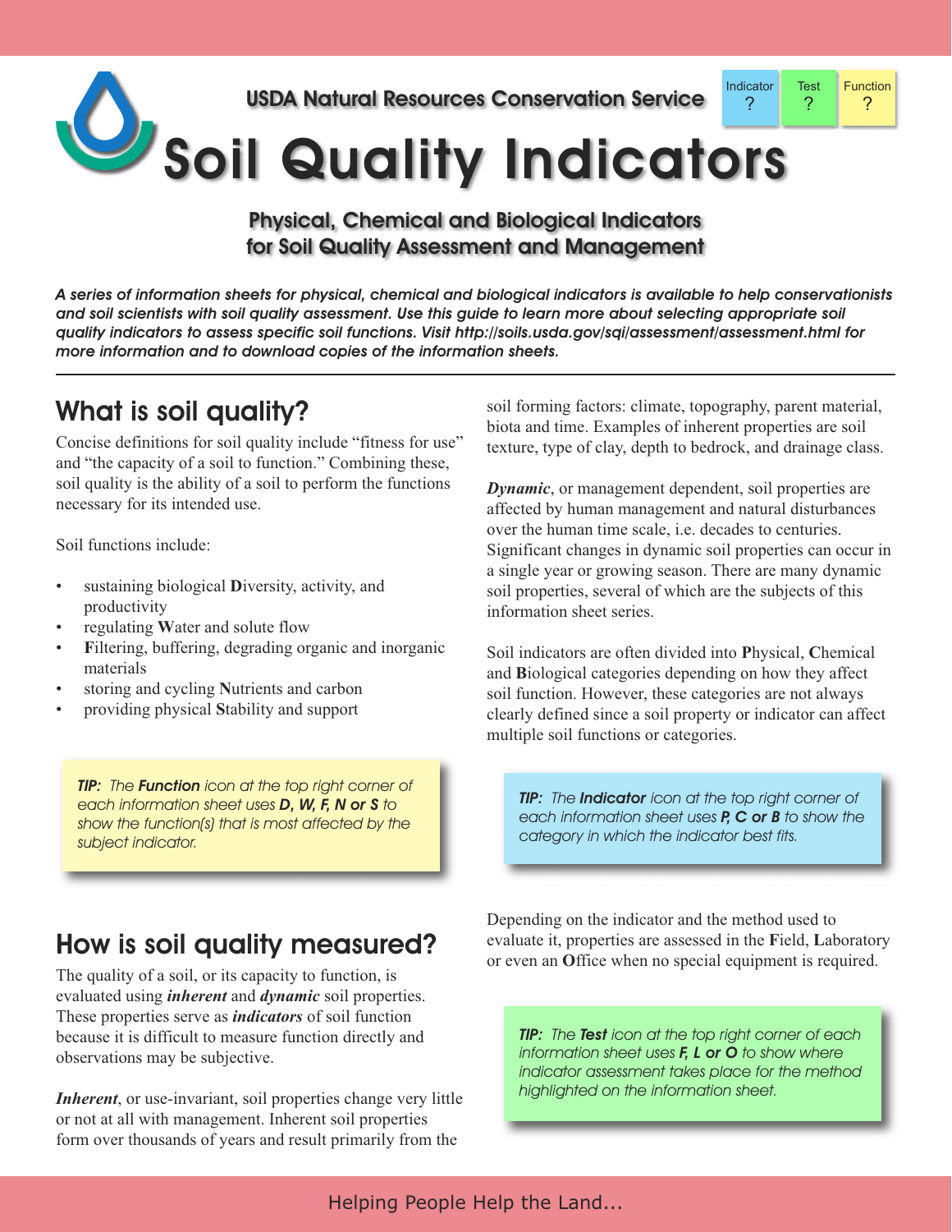USDA Natural Resources Conservation Service

| Indicator | Test | Function |
| --- | --- | --- |
| ? | ? | ? |

# Soil Quality Indicators

## Physical, Chemical and Biological Indicators for Soil Quality Assessment and Management

***A series of information sheets for physical, chemical and biological indicators is available to help conservationists and soil scientists with soil quality assessment. Use this guide to learn more about selecting appropriate soil quality indicators to assess specific soil functions. Visit http://soils.usda.gov/sqi/assessment/assessment.html for more information and to download copies of the information sheets.***

---

## What is soil quality?

Concise definitions for soil quality include "fitness for use" and "the capacity of a soil to function." Combining these, soil quality is the ability of a soil to perform the functions necessary for its intended use.

Soil functions include:

- sustaining biological **D**iversity, activity, and productivity
- regulating **W**ater and solute flow
- **F**iltering, buffering, degrading organic and inorganic materials
- storing and cycling **N**utrients and carbon
- providing physical **S**tability and support

> *TIP: The **Function** icon at the top right corner of each information sheet uses **D, W, F, N or S** to show the function(s) that is most affected by the subject indicator.*

## How is soil quality measured?

The quality of a soil, or its capacity to function, is evaluated using ***inherent*** and ***dynamic*** soil properties. These properties serve as ***indicators*** of soil function because it is difficult to measure function directly and observations may be subjective.

***Inherent***, or use-invariant, soil properties change very little or not at all with management. Inherent soil properties form over thousands of years and result primarily from the soil forming factors: climate, topography, parent material, biota and time. Examples of inherent properties are soil texture, type of clay, depth to bedrock, and drainage class.

***Dynamic***, or management dependent, soil properties are affected by human management and natural disturbances over the human time scale, i.e. decades to centuries. Significant changes in dynamic soil properties can occur in a single year or growing season. There are many dynamic soil properties, several of which are the subjects of this information sheet series.

Soil indicators are often divided into **P**hysical, **C**hemical and **B**iological categories depending on how they affect soil function. However, these categories are not always clearly defined since a soil property or indicator can affect multiple soil functions or categories.

> *TIP: The **Indicator** icon at the top right corner of each information sheet uses **P, C or B** to show the category in which the indicator best fits.*

Depending on the indicator and the method used to evaluate it, properties are assessed in the **F**ield, **L**aboratory or even an **O**ffice when no special equipment is required.

> *TIP: The **Test** icon at the top right corner of each information sheet uses **F, L or O** to show where indicator assessment takes place for the method highlighted on the information sheet.*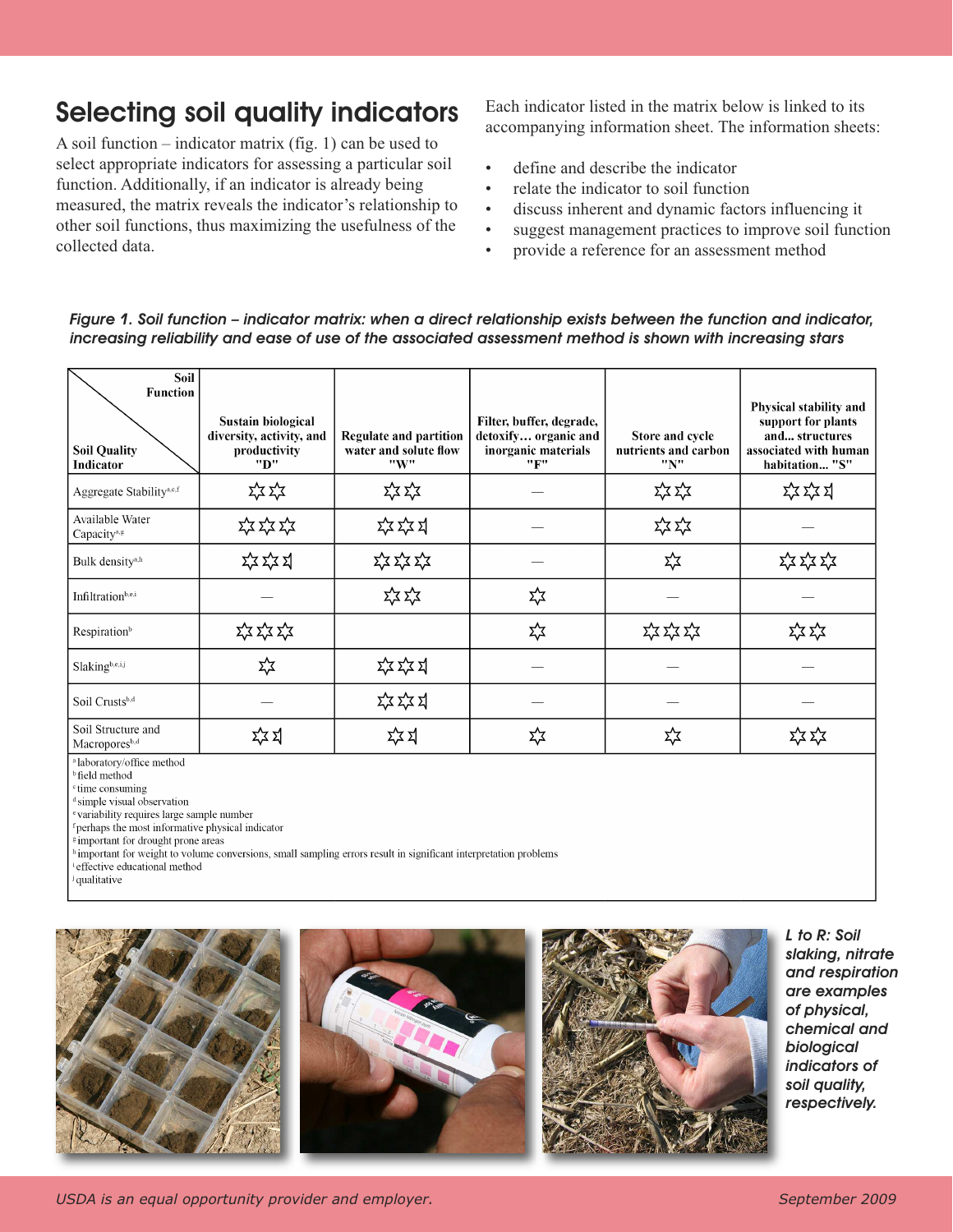## Selecting soil quality indicators

A soil function – indicator matrix (fig. 1) can be used to select appropriate indicators for assessing a particular soil function. Additionally, if an indicator is already being measured, the matrix reveals the indicator's relationship to other soil functions, thus maximizing the usefulness of the collected data.

Each indicator listed in the matrix below is linked to its accompanying information sheet. The information sheets:

- define and describe the indicator
- relate the indicator to soil function
- discuss inherent and dynamic factors influencing it
- suggest management practices to improve soil function
- provide a reference for an assessment method

*Figure 1. Soil function – indicator matrix: when a direct relationship exists between the function and indicator, increasing reliability and ease of use of the associated assessment method is shown with increasing stars*

| Soil Quality Indicator \ Soil Function | Sustain biological diversity, activity, and productivity "D" | Regulate and partition water and solute flow "W" | Filter, buffer, degrade, detoxify… organic and inorganic materials "F" | Store and cycle nutrients and carbon "N" | Physical stability and support for plants and... structures associated with human habitation... "S" |
|---|---|---|---|---|---|
| Aggregate Stability[a,e,f] | ☆☆ | ☆☆ | — | ☆☆ | ☆☆½ |
| Available Water Capacity[a,g] | ☆☆☆ | ☆☆½ | — | ☆☆ | — |
| Bulk density[a,h] | ☆☆½ | ☆☆☆ | — | ☆ | ☆☆☆ |
| Infiltration[b,e,i] | — | ☆☆ | ☆ | — | — |
| Respiration[b] | ☆☆☆ | | ☆ | ☆☆☆ | ☆☆ |
| Slaking[b,e,i,j] | ☆ | ☆☆½ | — | — | — |
| Soil Crusts[b,d] | — | ☆☆½ | — | — | — |
| Soil Structure and Macropores[b,d] | ☆½ | ☆½ | ☆ | ☆ | ☆☆ |

[a] laboratory/office method
[b] field method
[c] time consuming
[d] simple visual observation
[e] variability requires large sample number
[f] perhaps the most informative physical indicator
[g] important for drought prone areas
[h] important for weight to volume conversions, small sampling errors result in significant interpretation problems
[i] effective educational method
[j] qualitative

*L to R: Soil slaking, nitrate and respiration are examples of physical, chemical and biological indicators of soil quality, respectively.*